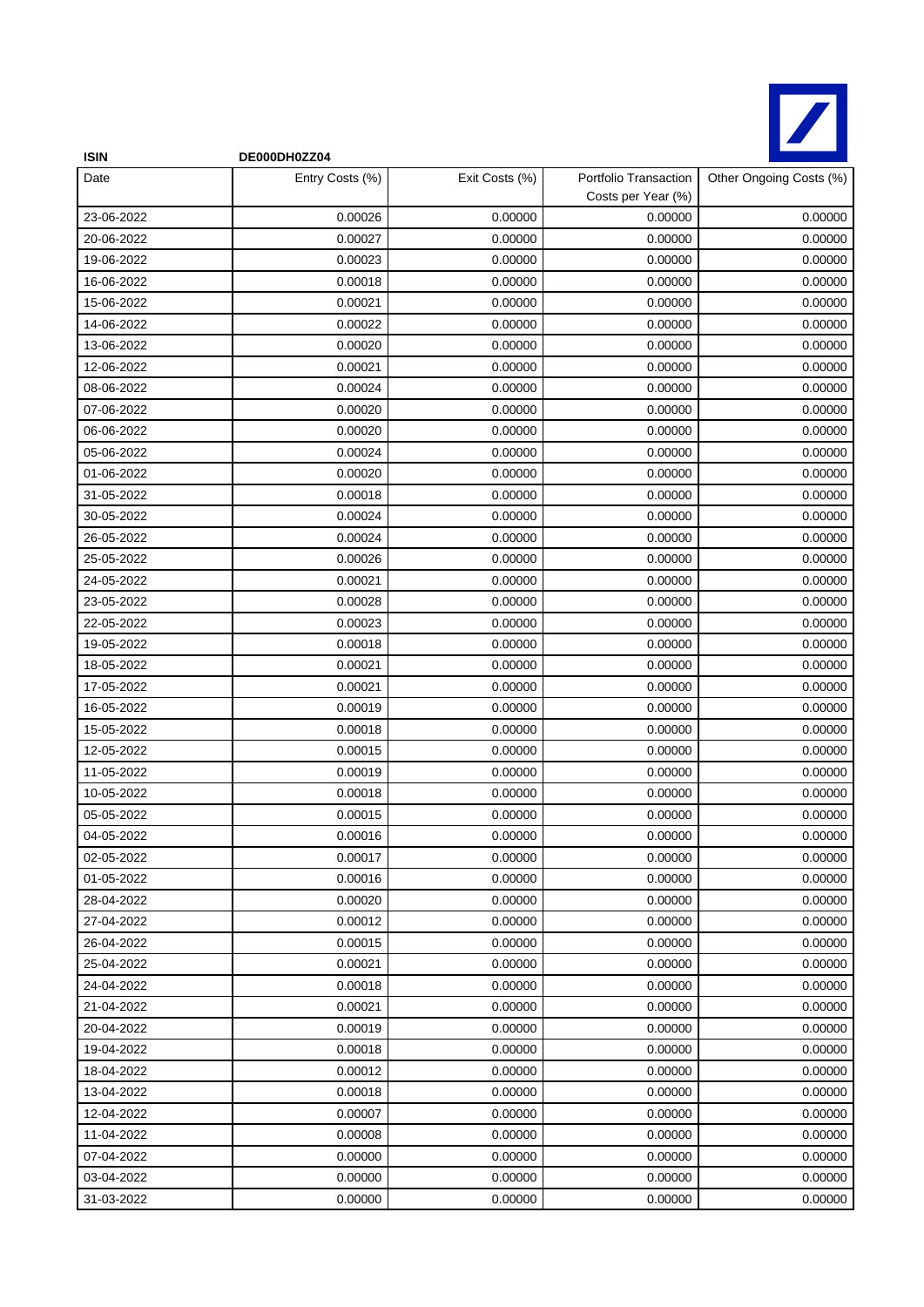| ISIN | DE000DH0ZZ04 | | | |
|---|---|---|---|---|
| Date | Entry Costs (%) | Exit Costs (%) | Portfolio Transaction Costs per Year (%) | Other Ongoing Costs (%) |
| 23-06-2022 | 0.00026 | 0.00000 | 0.00000 | 0.00000 |
| 20-06-2022 | 0.00027 | 0.00000 | 0.00000 | 0.00000 |
| 19-06-2022 | 0.00023 | 0.00000 | 0.00000 | 0.00000 |
| 16-06-2022 | 0.00018 | 0.00000 | 0.00000 | 0.00000 |
| 15-06-2022 | 0.00021 | 0.00000 | 0.00000 | 0.00000 |
| 14-06-2022 | 0.00022 | 0.00000 | 0.00000 | 0.00000 |
| 13-06-2022 | 0.00020 | 0.00000 | 0.00000 | 0.00000 |
| 12-06-2022 | 0.00021 | 0.00000 | 0.00000 | 0.00000 |
| 08-06-2022 | 0.00024 | 0.00000 | 0.00000 | 0.00000 |
| 07-06-2022 | 0.00020 | 0.00000 | 0.00000 | 0.00000 |
| 06-06-2022 | 0.00020 | 0.00000 | 0.00000 | 0.00000 |
| 05-06-2022 | 0.00024 | 0.00000 | 0.00000 | 0.00000 |
| 01-06-2022 | 0.00020 | 0.00000 | 0.00000 | 0.00000 |
| 31-05-2022 | 0.00018 | 0.00000 | 0.00000 | 0.00000 |
| 30-05-2022 | 0.00024 | 0.00000 | 0.00000 | 0.00000 |
| 26-05-2022 | 0.00024 | 0.00000 | 0.00000 | 0.00000 |
| 25-05-2022 | 0.00026 | 0.00000 | 0.00000 | 0.00000 |
| 24-05-2022 | 0.00021 | 0.00000 | 0.00000 | 0.00000 |
| 23-05-2022 | 0.00028 | 0.00000 | 0.00000 | 0.00000 |
| 22-05-2022 | 0.00023 | 0.00000 | 0.00000 | 0.00000 |
| 19-05-2022 | 0.00018 | 0.00000 | 0.00000 | 0.00000 |
| 18-05-2022 | 0.00021 | 0.00000 | 0.00000 | 0.00000 |
| 17-05-2022 | 0.00021 | 0.00000 | 0.00000 | 0.00000 |
| 16-05-2022 | 0.00019 | 0.00000 | 0.00000 | 0.00000 |
| 15-05-2022 | 0.00018 | 0.00000 | 0.00000 | 0.00000 |
| 12-05-2022 | 0.00015 | 0.00000 | 0.00000 | 0.00000 |
| 11-05-2022 | 0.00019 | 0.00000 | 0.00000 | 0.00000 |
| 10-05-2022 | 0.00018 | 0.00000 | 0.00000 | 0.00000 |
| 05-05-2022 | 0.00015 | 0.00000 | 0.00000 | 0.00000 |
| 04-05-2022 | 0.00016 | 0.00000 | 0.00000 | 0.00000 |
| 02-05-2022 | 0.00017 | 0.00000 | 0.00000 | 0.00000 |
| 01-05-2022 | 0.00016 | 0.00000 | 0.00000 | 0.00000 |
| 28-04-2022 | 0.00020 | 0.00000 | 0.00000 | 0.00000 |
| 27-04-2022 | 0.00012 | 0.00000 | 0.00000 | 0.00000 |
| 26-04-2022 | 0.00015 | 0.00000 | 0.00000 | 0.00000 |
| 25-04-2022 | 0.00021 | 0.00000 | 0.00000 | 0.00000 |
| 24-04-2022 | 0.00018 | 0.00000 | 0.00000 | 0.00000 |
| 21-04-2022 | 0.00021 | 0.00000 | 0.00000 | 0.00000 |
| 20-04-2022 | 0.00019 | 0.00000 | 0.00000 | 0.00000 |
| 19-04-2022 | 0.00018 | 0.00000 | 0.00000 | 0.00000 |
| 18-04-2022 | 0.00012 | 0.00000 | 0.00000 | 0.00000 |
| 13-04-2022 | 0.00018 | 0.00000 | 0.00000 | 0.00000 |
| 12-04-2022 | 0.00007 | 0.00000 | 0.00000 | 0.00000 |
| 11-04-2022 | 0.00008 | 0.00000 | 0.00000 | 0.00000 |
| 07-04-2022 | 0.00000 | 0.00000 | 0.00000 | 0.00000 |
| 03-04-2022 | 0.00000 | 0.00000 | 0.00000 | 0.00000 |
| 31-03-2022 | 0.00000 | 0.00000 | 0.00000 | 0.00000 |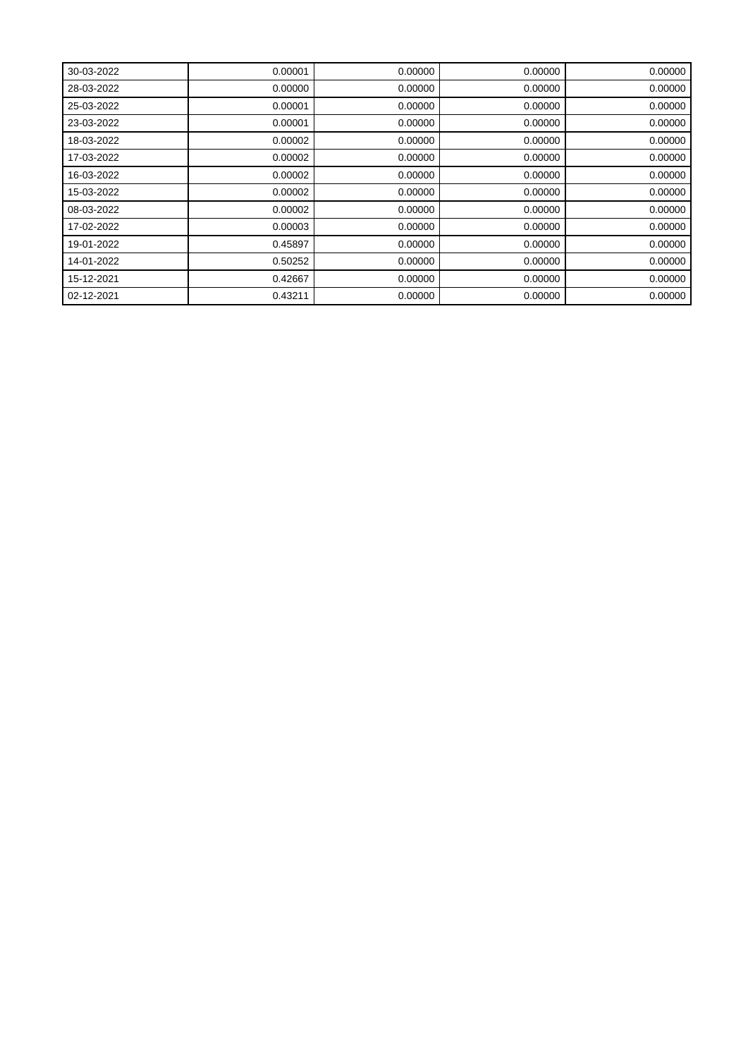| | | | | |
|---|---|---|---|---|
| 30-03-2022 | 0.00001 | 0.00000 | 0.00000 | 0.00000 |
| 28-03-2022 | 0.00000 | 0.00000 | 0.00000 | 0.00000 |
| 25-03-2022 | 0.00001 | 0.00000 | 0.00000 | 0.00000 |
| 23-03-2022 | 0.00001 | 0.00000 | 0.00000 | 0.00000 |
| 18-03-2022 | 0.00002 | 0.00000 | 0.00000 | 0.00000 |
| 17-03-2022 | 0.00002 | 0.00000 | 0.00000 | 0.00000 |
| 16-03-2022 | 0.00002 | 0.00000 | 0.00000 | 0.00000 |
| 15-03-2022 | 0.00002 | 0.00000 | 0.00000 | 0.00000 |
| 08-03-2022 | 0.00002 | 0.00000 | 0.00000 | 0.00000 |
| 17-02-2022 | 0.00003 | 0.00000 | 0.00000 | 0.00000 |
| 19-01-2022 | 0.45897 | 0.00000 | 0.00000 | 0.00000 |
| 14-01-2022 | 0.50252 | 0.00000 | 0.00000 | 0.00000 |
| 15-12-2021 | 0.42667 | 0.00000 | 0.00000 | 0.00000 |
| 02-12-2021 | 0.43211 | 0.00000 | 0.00000 | 0.00000 |